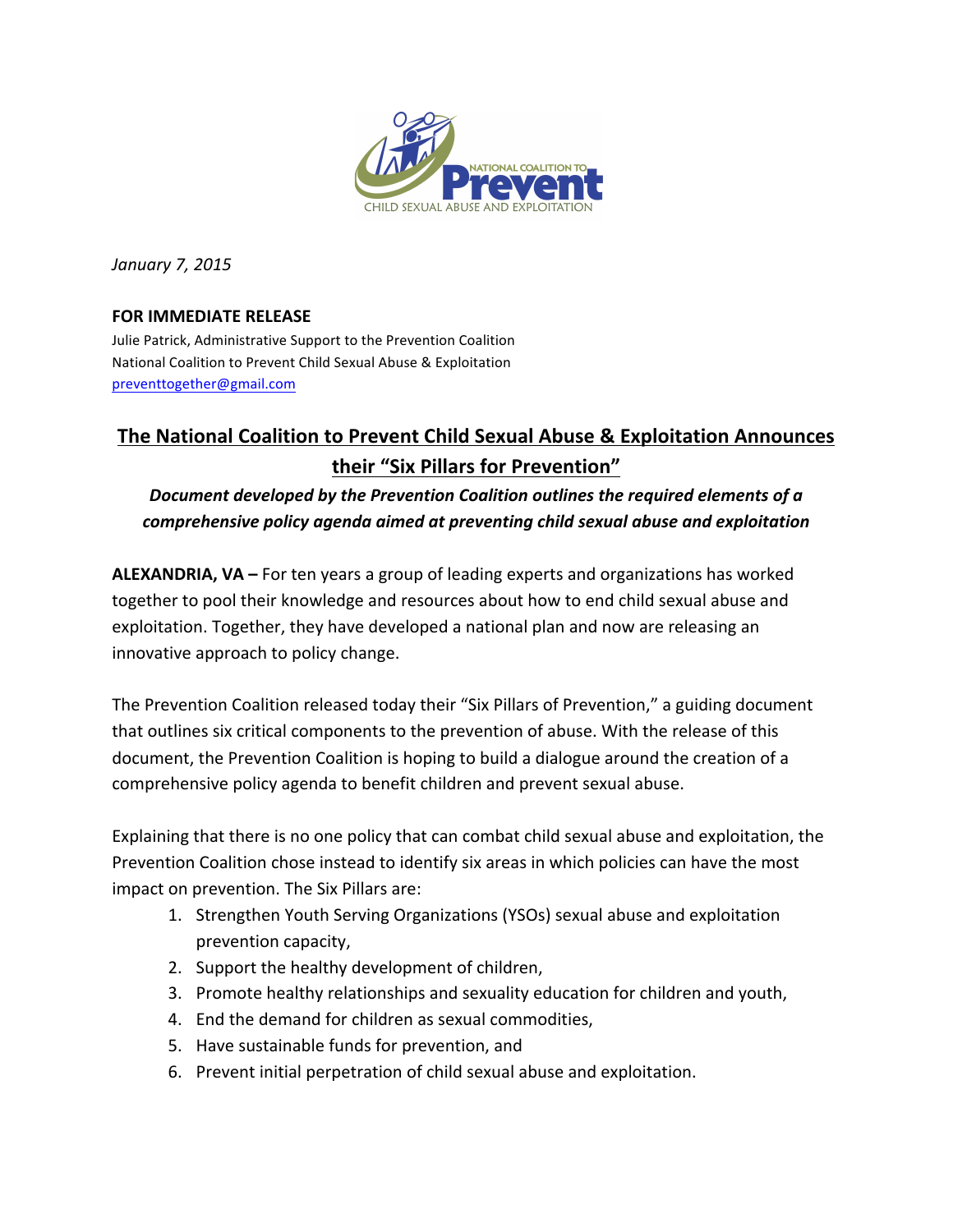*January 7, 2015*

**FOR IMMEDIATE RELEASE**

Julie Patrick, Administrative Support to the Prevention Coalition
National Coalition to Prevent Child Sexual Abuse & Exploitation
preventtogether@gmail.com

# The National Coalition to Prevent Child Sexual Abuse & Exploitation Announces their "Six Pillars for Prevention"

***Document developed by the Prevention Coalition outlines the required elements of a comprehensive policy agenda aimed at preventing child sexual abuse and exploitation***

**ALEXANDRIA, VA –** For ten years a group of leading experts and organizations has worked together to pool their knowledge and resources about how to end child sexual abuse and exploitation. Together, they have developed a national plan and now are releasing an innovative approach to policy change.

The Prevention Coalition released today their "Six Pillars of Prevention," a guiding document that outlines six critical components to the prevention of abuse. With the release of this document, the Prevention Coalition is hoping to build a dialogue around the creation of a comprehensive policy agenda to benefit children and prevent sexual abuse.

Explaining that there is no one policy that can combat child sexual abuse and exploitation, the Prevention Coalition chose instead to identify six areas in which policies can have the most impact on prevention. The Six Pillars are:

1. Strengthen Youth Serving Organizations (YSOs) sexual abuse and exploitation prevention capacity,
2. Support the healthy development of children,
3. Promote healthy relationships and sexuality education for children and youth,
4. End the demand for children as sexual commodities,
5. Have sustainable funds for prevention, and
6. Prevent initial perpetration of child sexual abuse and exploitation.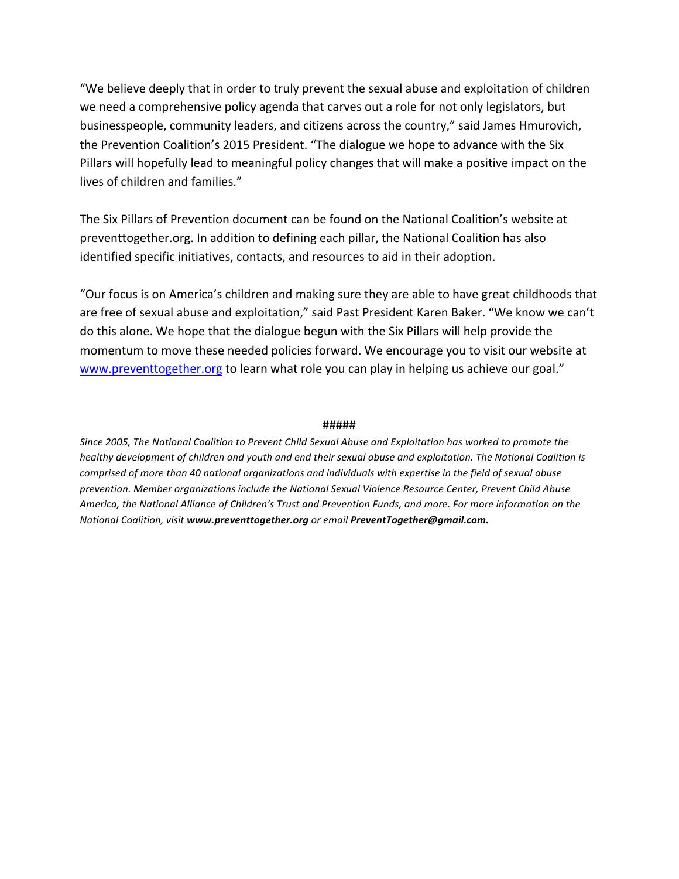"We believe deeply that in order to truly prevent the sexual abuse and exploitation of children we need a comprehensive policy agenda that carves out a role for not only legislators, but businesspeople, community leaders, and citizens across the country," said James Hmurovich, the Prevention Coalition's 2015 President. "The dialogue we hope to advance with the Six Pillars will hopefully lead to meaningful policy changes that will make a positive impact on the lives of children and families."

The Six Pillars of Prevention document can be found on the National Coalition's website at preventtogether.org. In addition to defining each pillar, the National Coalition has also identified specific initiatives, contacts, and resources to aid in their adoption.

"Our focus is on America's children and making sure they are able to have great childhoods that are free of sexual abuse and exploitation," said Past President Karen Baker. "We know we can't do this alone. We hope that the dialogue begun with the Six Pillars will help provide the momentum to move these needed policies forward. We encourage you to visit our website at [www.preventtogether.org](http://www.preventtogether.org) to learn what role you can play in helping us achieve our goal."

#####

*Since 2005, The National Coalition to Prevent Child Sexual Abuse and Exploitation has worked to promote the healthy development of children and youth and end their sexual abuse and exploitation. The National Coalition is comprised of more than 40 national organizations and individuals with expertise in the field of sexual abuse prevention. Member organizations include the National Sexual Violence Resource Center, Prevent Child Abuse America, the National Alliance of Children's Trust and Prevention Funds, and more. For more information on the National Coalition, visit* ***www.preventtogether.org*** *or email* ***PreventTogether@gmail.com.***